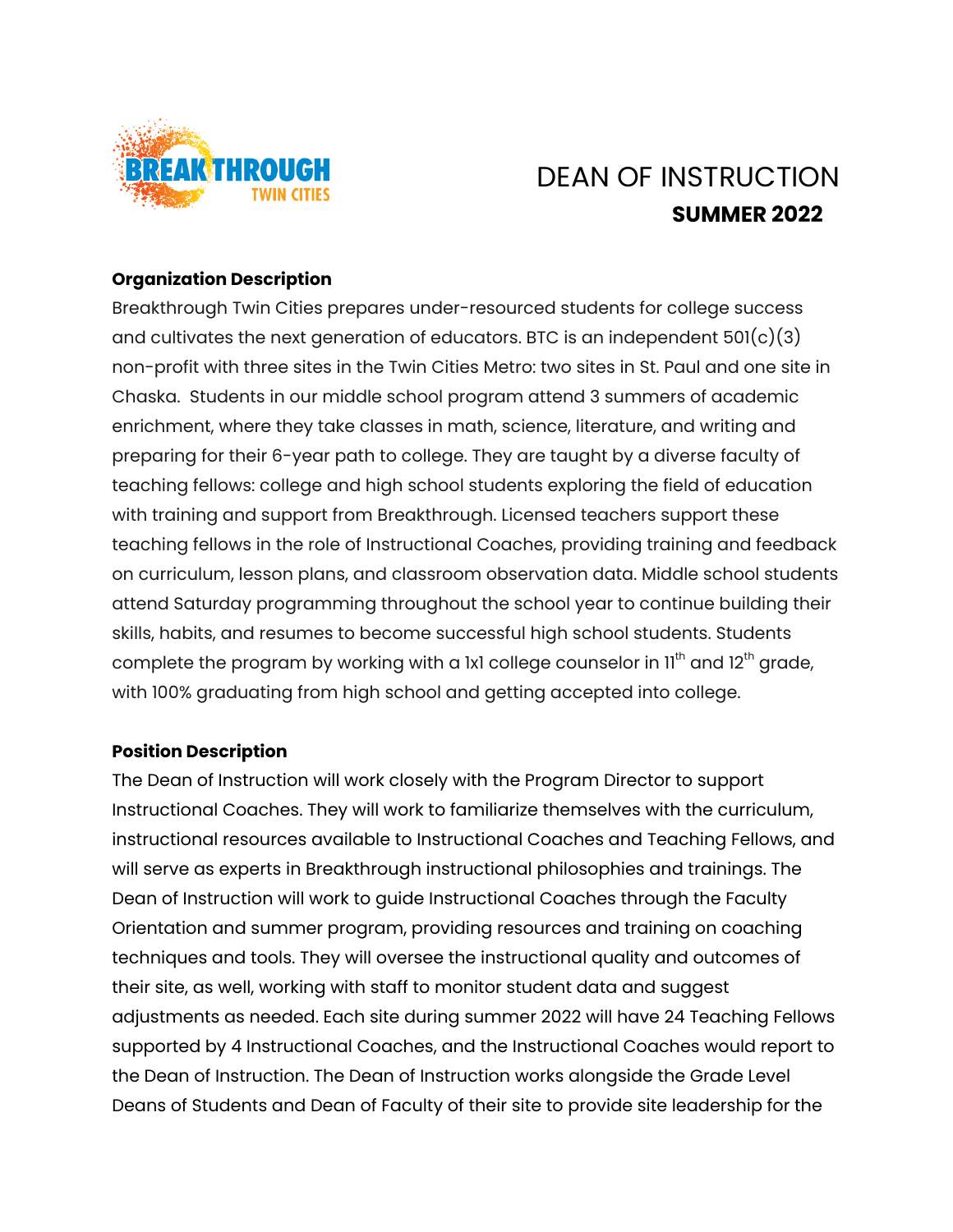# DEAN OF INSTRUCTION

## SUMMER 2022

**Organization Description**

Breakthrough Twin Cities prepares under-resourced students for college success and cultivates the next generation of educators. BTC is an independent 501(c)(3) non-profit with three sites in the Twin Cities Metro: two sites in St. Paul and one site in Chaska. Students in our middle school program attend 3 summers of academic enrichment, where they take classes in math, science, literature, and writing and preparing for their 6-year path to college. They are taught by a diverse faculty of teaching fellows: college and high school students exploring the field of education with training and support from Breakthrough. Licensed teachers support these teaching fellows in the role of Instructional Coaches, providing training and feedback on curriculum, lesson plans, and classroom observation data. Middle school students attend Saturday programming throughout the school year to continue building their skills, habits, and resumes to become successful high school students. Students complete the program by working with a 1x1 college counselor in 11th and 12th grade, with 100% graduating from high school and getting accepted into college.

**Position Description**

The Dean of Instruction will work closely with the Program Director to support Instructional Coaches. They will work to familiarize themselves with the curriculum, instructional resources available to Instructional Coaches and Teaching Fellows, and will serve as experts in Breakthrough instructional philosophies and trainings. The Dean of Instruction will work to guide Instructional Coaches through the Faculty Orientation and summer program, providing resources and training on coaching techniques and tools. They will oversee the instructional quality and outcomes of their site, as well, working with staff to monitor student data and suggest adjustments as needed. Each site during summer 2022 will have 24 Teaching Fellows supported by 4 Instructional Coaches, and the Instructional Coaches would report to the Dean of Instruction. The Dean of Instruction works alongside the Grade Level Deans of Students and Dean of Faculty of their site to provide site leadership for the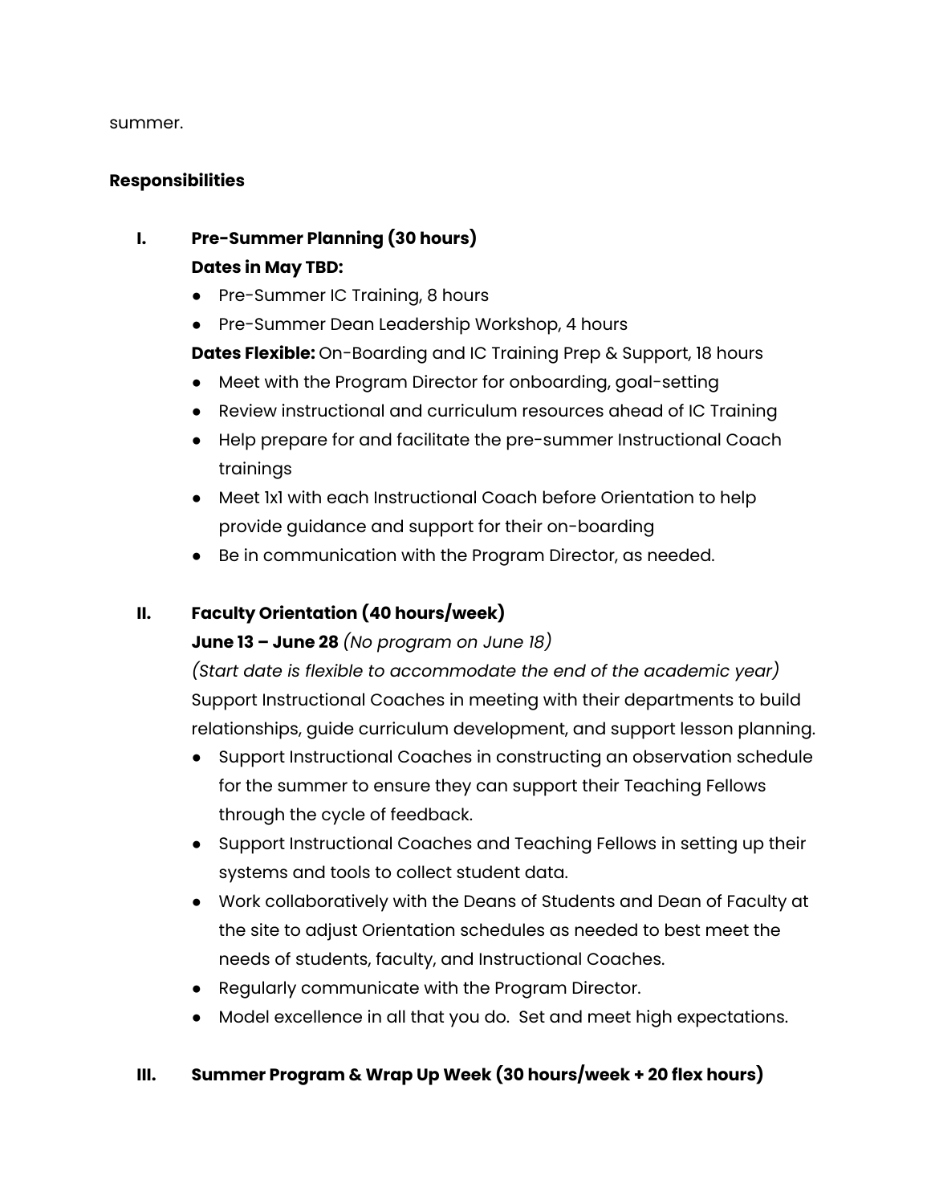summer.

**Responsibilities**

I. **Pre-Summer Planning (30 hours)**
   **Dates in May TBD:**
   - Pre-Summer IC Training, 8 hours
   - Pre-Summer Dean Leadership Workshop, 4 hours

   **Dates Flexible:** On-Boarding and IC Training Prep & Support, 18 hours
   - Meet with the Program Director for onboarding, goal-setting
   - Review instructional and curriculum resources ahead of IC Training
   - Help prepare for and facilitate the pre-summer Instructional Coach trainings
   - Meet 1x1 with each Instructional Coach before Orientation to help provide guidance and support for their on-boarding
   - Be in communication with the Program Director, as needed.

II. **Faculty Orientation (40 hours/week)**
   **June 13 – June 28** *(No program on June 18)*
   *(Start date is flexible to accommodate the end of the academic year)*
   Support Instructional Coaches in meeting with their departments to build relationships, guide curriculum development, and support lesson planning.
   - Support Instructional Coaches in constructing an observation schedule for the summer to ensure they can support their Teaching Fellows through the cycle of feedback.
   - Support Instructional Coaches and Teaching Fellows in setting up their systems and tools to collect student data.
   - Work collaboratively with the Deans of Students and Dean of Faculty at the site to adjust Orientation schedules as needed to best meet the needs of students, faculty, and Instructional Coaches.
   - Regularly communicate with the Program Director.
   - Model excellence in all that you do. Set and meet high expectations.

III. **Summer Program & Wrap Up Week (30 hours/week + 20 flex hours)**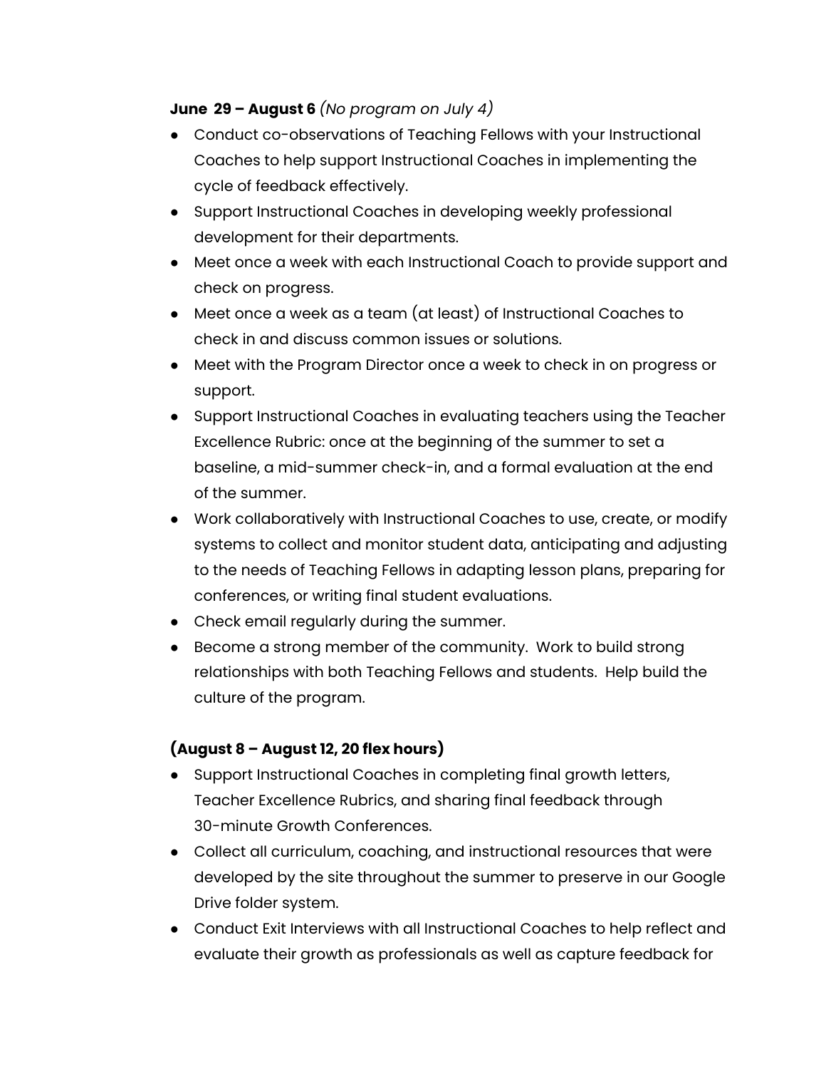**June 29 – August 6** *(No program on July 4)*

- Conduct co-observations of Teaching Fellows with your Instructional Coaches to help support Instructional Coaches in implementing the cycle of feedback effectively.
- Support Instructional Coaches in developing weekly professional development for their departments.
- Meet once a week with each Instructional Coach to provide support and check on progress.
- Meet once a week as a team (at least) of Instructional Coaches to check in and discuss common issues or solutions.
- Meet with the Program Director once a week to check in on progress or support.
- Support Instructional Coaches in evaluating teachers using the Teacher Excellence Rubric: once at the beginning of the summer to set a baseline, a mid-summer check-in, and a formal evaluation at the end of the summer.
- Work collaboratively with Instructional Coaches to use, create, or modify systems to collect and monitor student data, anticipating and adjusting to the needs of Teaching Fellows in adapting lesson plans, preparing for conferences, or writing final student evaluations.
- Check email regularly during the summer.
- Become a strong member of the community. Work to build strong relationships with both Teaching Fellows and students. Help build the culture of the program.

**(August 8 – August 12, 20 flex hours)**

- Support Instructional Coaches in completing final growth letters, Teacher Excellence Rubrics, and sharing final feedback through 30-minute Growth Conferences.
- Collect all curriculum, coaching, and instructional resources that were developed by the site throughout the summer to preserve in our Google Drive folder system.
- Conduct Exit Interviews with all Instructional Coaches to help reflect and evaluate their growth as professionals as well as capture feedback for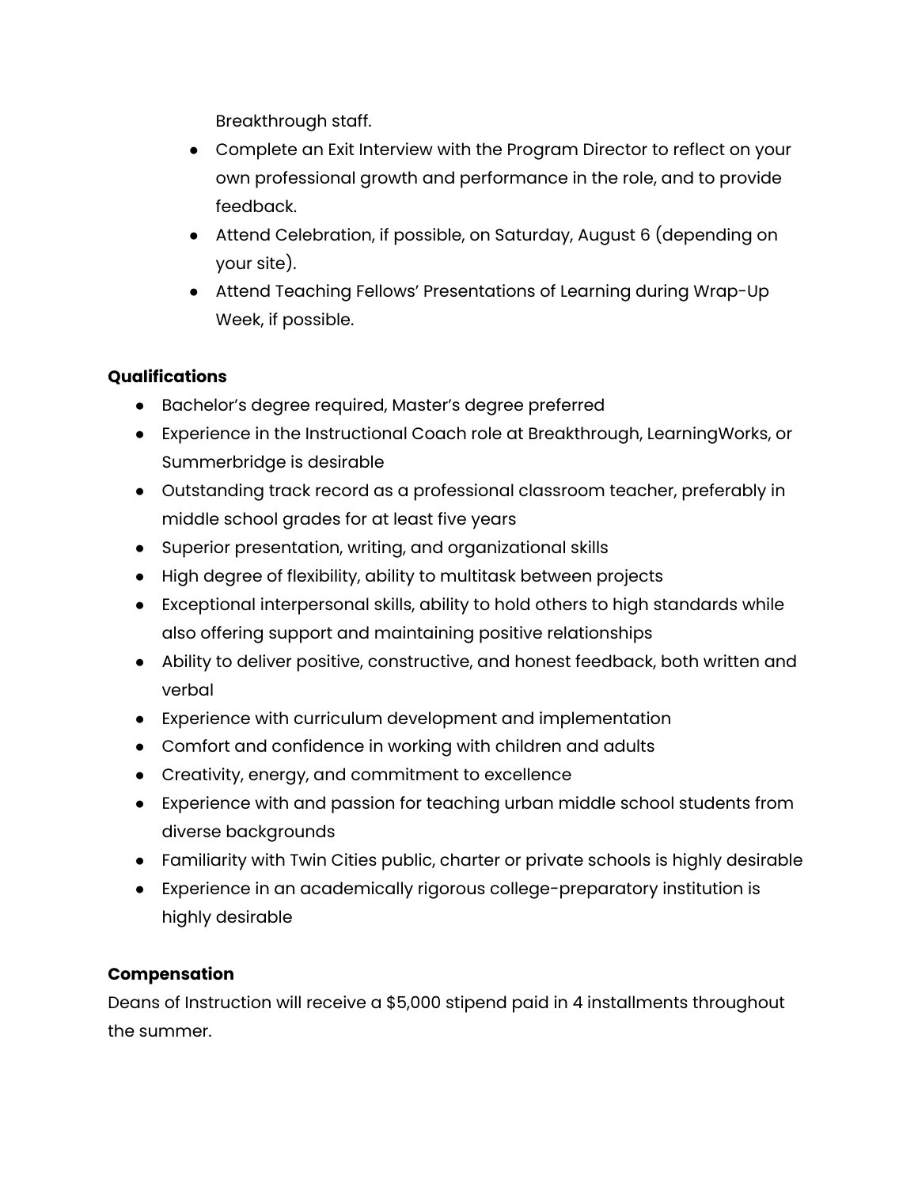Breakthrough staff.

- Complete an Exit Interview with the Program Director to reflect on your own professional growth and performance in the role, and to provide feedback.
- Attend Celebration, if possible, on Saturday, August 6 (depending on your site).
- Attend Teaching Fellows' Presentations of Learning during Wrap-Up Week, if possible.

**Qualifications**

- Bachelor's degree required, Master's degree preferred
- Experience in the Instructional Coach role at Breakthrough, LearningWorks, or Summerbridge is desirable
- Outstanding track record as a professional classroom teacher, preferably in middle school grades for at least five years
- Superior presentation, writing, and organizational skills
- High degree of flexibility, ability to multitask between projects
- Exceptional interpersonal skills, ability to hold others to high standards while also offering support and maintaining positive relationships
- Ability to deliver positive, constructive, and honest feedback, both written and verbal
- Experience with curriculum development and implementation
- Comfort and confidence in working with children and adults
- Creativity, energy, and commitment to excellence
- Experience with and passion for teaching urban middle school students from diverse backgrounds
- Familiarity with Twin Cities public, charter or private schools is highly desirable
- Experience in an academically rigorous college-preparatory institution is highly desirable

**Compensation**

Deans of Instruction will receive a $5,000 stipend paid in 4 installments throughout the summer.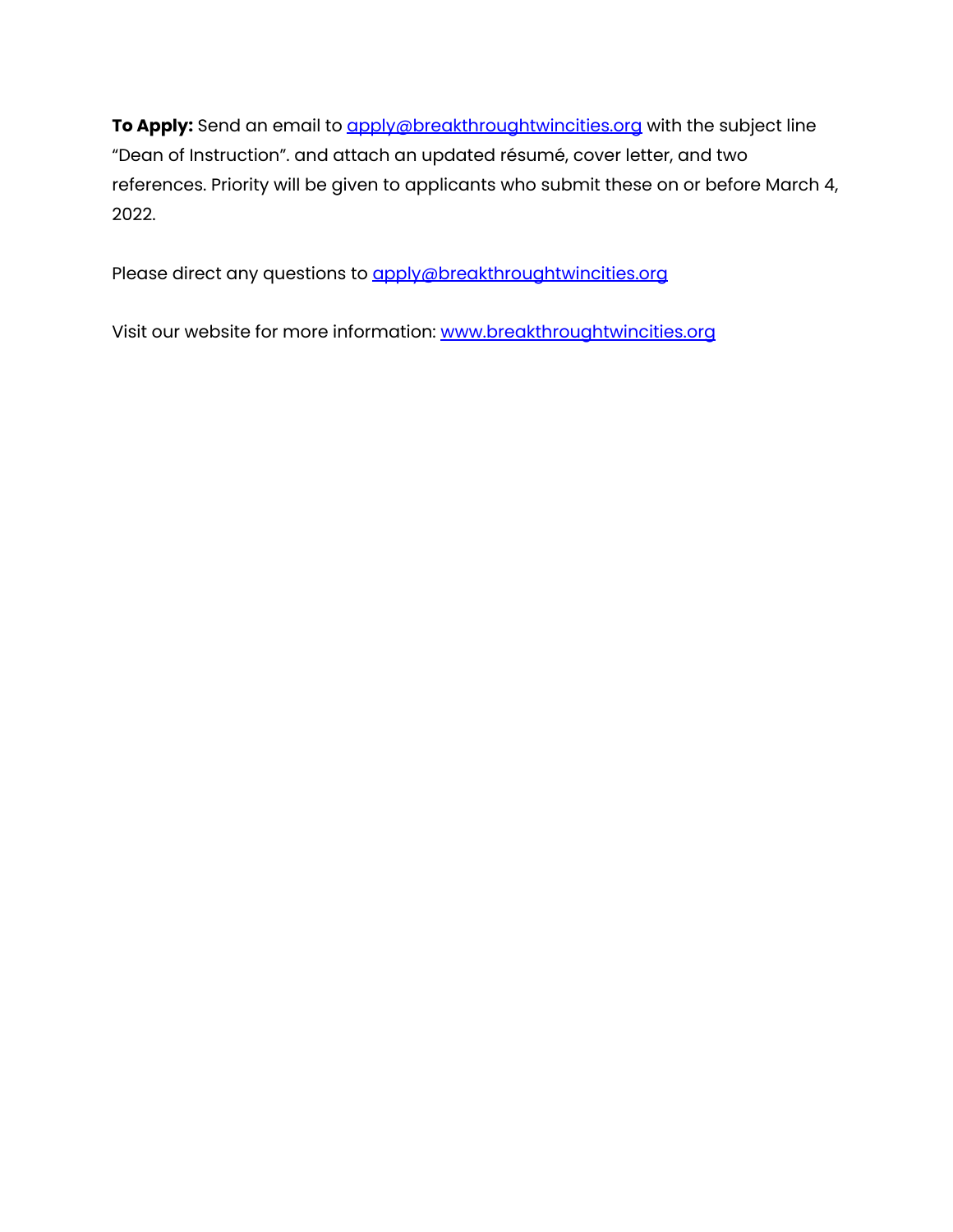**To Apply:** Send an email to apply@breakthroughtwincities.org with the subject line "Dean of Instruction". and attach an updated résumé, cover letter, and two references. Priority will be given to applicants who submit these on or before March 4, 2022.

Please direct any questions to apply@breakthroughtwincities.org

Visit our website for more information: www.breakthroughtwincities.org